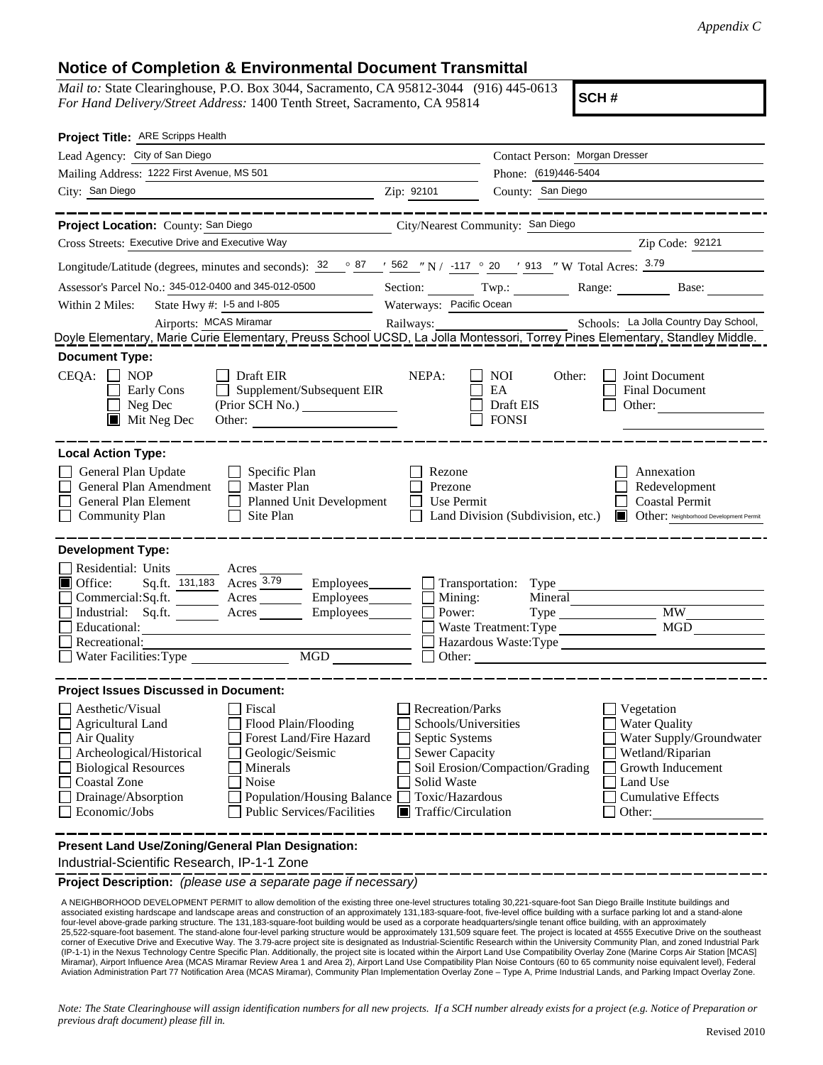*Appendix C*

## Notice of Completion & Environmental Document Transmittal

*Mail to:* State Clearinghouse, P.O. Box 3044, Sacramento, CA 95812-3044 (916) 445-0613
*For Hand Delivery/Street Address:* 1400 Tenth Street, Sacramento, CA 95814

**SCH #**

**Project Title:** ARE Scripps Health

Lead Agency: City of San Diego
Contact Person: Morgan Dresser
Mailing Address: 1222 First Avenue, MS 501
Phone: (619)446-5404
City: San Diego
Zip: 92101
County: San Diego

**Project Location:** County: San Diego
City/Nearest Community: San Diego
Cross Streets: Executive Drive and Executive Way
Zip Code: 92121

Longitude/Latitude (degrees, minutes and seconds): 32 ° 87 ′ 562 ″ N / -117 ° 20 ′ 913 ″ W Total Acres: 3.79

Assessor's Parcel No.: 345-012-0400 and 345-012-0500
Section: Twp.: Range: Base:

Within 2 Miles: State Hwy #: I-5 and I-805
Waterways: Pacific Ocean
Airports: MCAS Miramar
Railways:
Schools: La Jolla Country Day School, Doyle Elementary, Marie Curie Elementary, Preuss School UCSD, La Jolla Montessori, Torrey Pines Elementary, Standley Middle.

**Document Type:**

CEQA:
- [ ] NOP
- [ ] Early Cons
- [ ] Neg Dec
- [x] Mit Neg Dec
- [ ] Draft EIR
- [ ] Supplement/Subsequent EIR (Prior SCH No.)
- Other:

NEPA:
- [ ] NOI
- [ ] EA
- [ ] Draft EIS
- [ ] FONSI

Other:
- [ ] Joint Document
- [ ] Final Document
- [ ] Other:

**Local Action Type:**

- [ ] General Plan Update
- [ ] General Plan Amendment
- [ ] General Plan Element
- [ ] Community Plan
- [ ] Specific Plan
- [ ] Master Plan
- [ ] Planned Unit Development
- [ ] Site Plan
- [ ] Rezone
- [ ] Prezone
- [ ] Use Permit
- [ ] Land Division (Subdivision, etc.)
- [ ] Annexation
- [ ] Redevelopment
- [ ] Coastal Permit
- [x] Other: Neighborhood Development Permit

**Development Type:**

- [ ] Residential: Units Acres
- [x] Office: Sq.ft. 131,183 Acres 3.79 Employees
- [ ] Commercial: Sq.ft. Acres Employees
- [ ] Industrial: Sq.ft. Acres Employees
- [ ] Educational:
- [ ] Recreational:
- [ ] Water Facilities: Type MGD
- [ ] Transportation: Type
- [ ] Mining: Mineral
- [ ] Power: Type MW
- [ ] Waste Treatment: Type MGD
- [ ] Hazardous Waste: Type
- [ ] Other:

**Project Issues Discussed in Document:**

- [ ] Aesthetic/Visual
- [ ] Agricultural Land
- [ ] Air Quality
- [ ] Archeological/Historical
- [ ] Biological Resources
- [ ] Coastal Zone
- [ ] Drainage/Absorption
- [ ] Economic/Jobs
- [ ] Fiscal
- [ ] Flood Plain/Flooding
- [ ] Forest Land/Fire Hazard
- [ ] Geologic/Seismic
- [ ] Minerals
- [ ] Noise
- [ ] Population/Housing Balance
- [ ] Public Services/Facilities
- [ ] Recreation/Parks
- [ ] Schools/Universities
- [ ] Septic Systems
- [ ] Sewer Capacity
- [ ] Soil Erosion/Compaction/Grading
- [ ] Solid Waste
- [ ] Toxic/Hazardous
- [x] Traffic/Circulation
- [ ] Vegetation
- [ ] Water Quality
- [ ] Water Supply/Groundwater
- [ ] Wetland/Riparian
- [ ] Growth Inducement
- [ ] Land Use
- [ ] Cumulative Effects
- [ ] Other:

**Present Land Use/Zoning/General Plan Designation:**

Industrial-Scientific Research, IP-1-1 Zone

**Project Description:** *(please use a separate page if necessary)*

A NEIGHBORHOOD DEVELOPMENT PERMIT to allow demolition of the existing three one-level structures totaling 30,221-square-foot San Diego Braille Institute buildings and associated existing hardscape and landscape areas and construction of an approximately 131,183-square-foot, five-level office building with a surface parking lot and a stand-alone four-level above-grade parking structure. The 131,183-square-foot building would be used as a corporate headquarters/single tenant office building, with an approximately 25,522-square-foot basement. The stand-alone four-level parking structure would be approximately 131,509 square feet. The project is located at 4555 Executive Drive on the southeast corner of Executive Drive and Executive Way. The 3.79-acre project site is designated as Industrial-Scientific Research within the University Community Plan, and zoned Industrial Park (IP-1-1) in the Nexus Technology Centre Specific Plan. Additionally, the project site is located within the Airport Land Use Compatibility Overlay Zone (Marine Corps Air Station [MCAS] Miramar), Airport Influence Area (MCAS Miramar Review Area 1 and Area 2), Airport Land Use Compatibility Plan Noise Contours (60 to 65 community noise equivalent level), Federal Aviation Administration Part 77 Notification Area (MCAS Miramar), Community Plan Implementation Overlay Zone – Type A, Prime Industrial Lands, and Parking Impact Overlay Zone.

*Note: The State Clearinghouse will assign identification numbers for all new projects. If a SCH number already exists for a project (e.g. Notice of Preparation or previous draft document) please fill in.*

Revised 2010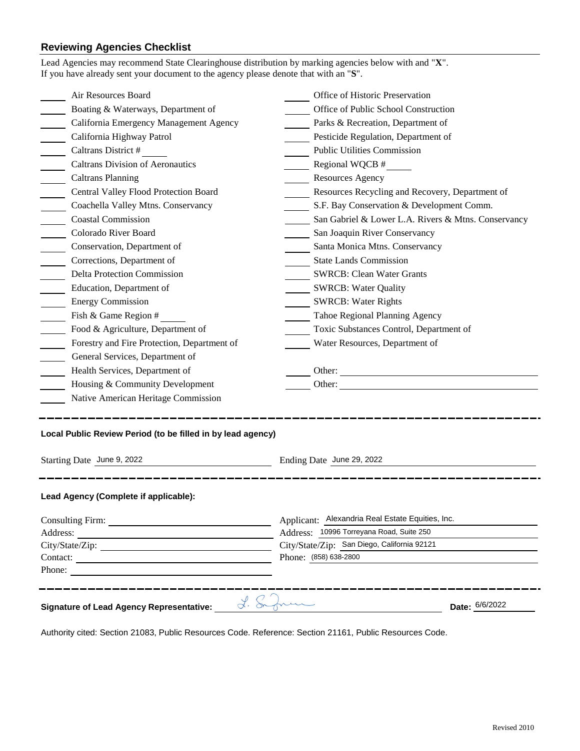## Reviewing Agencies Checklist

Lead Agencies may recommend State Clearinghouse distribution by marking agencies below with and "**X**".
If you have already sent your document to the agency please denote that with an "**S**".

\_\_\_\_\_ Air Resources Board
\_\_\_\_\_ Boating & Waterways, Department of
\_\_\_\_\_ California Emergency Management Agency
\_\_\_\_\_ California Highway Patrol
\_\_\_\_\_ Caltrans District # \_\_\_\_\_
\_\_\_\_\_ Caltrans Division of Aeronautics
\_\_\_\_\_ Caltrans Planning
\_\_\_\_\_ Central Valley Flood Protection Board
\_\_\_\_\_ Coachella Valley Mtns. Conservancy
\_\_\_\_\_ Coastal Commission
\_\_\_\_\_ Colorado River Board
\_\_\_\_\_ Conservation, Department of
\_\_\_\_\_ Corrections, Department of
\_\_\_\_\_ Delta Protection Commission
\_\_\_\_\_ Education, Department of
\_\_\_\_\_ Energy Commission
\_\_\_\_\_ Fish & Game Region # \_\_\_\_\_
\_\_\_\_\_ Food & Agriculture, Department of
\_\_\_\_\_ Forestry and Fire Protection, Department of
\_\_\_\_\_ General Services, Department of
\_\_\_\_\_ Health Services, Department of
\_\_\_\_\_ Housing & Community Development
\_\_\_\_\_ Native American Heritage Commission
\_\_\_\_\_ Office of Historic Preservation
\_\_\_\_\_ Office of Public School Construction
\_\_\_\_\_ Parks & Recreation, Department of
\_\_\_\_\_ Pesticide Regulation, Department of
\_\_\_\_\_ Public Utilities Commission
\_\_\_\_\_ Regional WQCB # \_\_\_\_\_
\_\_\_\_\_ Resources Agency
\_\_\_\_\_ Resources Recycling and Recovery, Department of
\_\_\_\_\_ S.F. Bay Conservation & Development Comm.
\_\_\_\_\_ San Gabriel & Lower L.A. Rivers & Mtns. Conservancy
\_\_\_\_\_ San Joaquin River Conservancy
\_\_\_\_\_ Santa Monica Mtns. Conservancy
\_\_\_\_\_ State Lands Commission
\_\_\_\_\_ SWRCB: Clean Water Grants
\_\_\_\_\_ SWRCB: Water Quality
\_\_\_\_\_ SWRCB: Water Rights
\_\_\_\_\_ Tahoe Regional Planning Agency
\_\_\_\_\_ Toxic Substances Control, Department of
\_\_\_\_\_ Water Resources, Department of

\_\_\_\_\_ Other: \_\_\_\_\_\_\_\_\_\_\_\_\_\_\_\_\_\_\_\_
\_\_\_\_\_ Other: \_\_\_\_\_\_\_\_\_\_\_\_\_\_\_\_\_\_\_\_

---

**Local Public Review Period (to be filled in by lead agency)**

Starting Date June 9, 2022

Ending Date June 29, 2022

---

**Lead Agency (Complete if applicable):**

Consulting Firm:
Address:
City/State/Zip:
Contact:
Phone:

Applicant: Alexandria Real Estate Equities, Inc.
Address: 10996 Torreyana Road, Suite 250
City/State/Zip: San Diego, California 92121
Phone: (858) 638-2800

---

**Signature of Lead Agency Representative:** L. Sn[signature]

**Date:** 6/6/2022

Authority cited: Section 21083, Public Resources Code. Reference: Section 21161, Public Resources Code.

Revised 2010